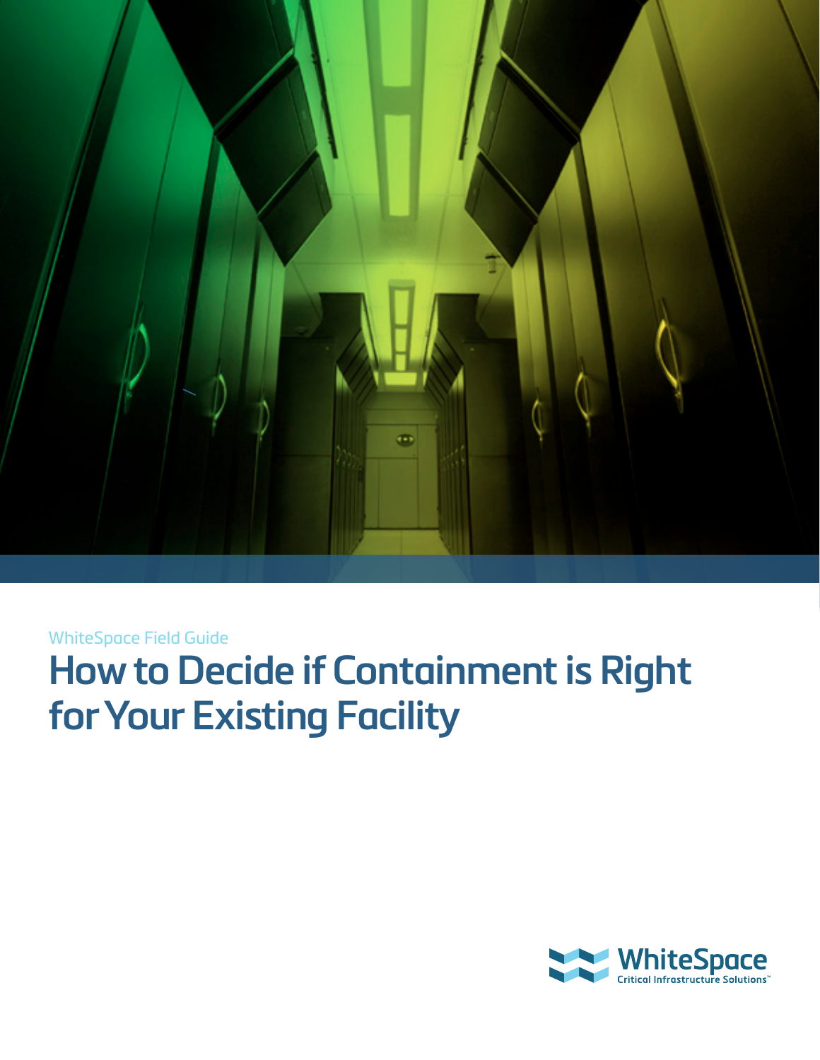WhiteSpace Field Guide

# How to Decide if Containment is Right for Your Existing Facility

WhiteSpace
Critical Infrastructure Solutions™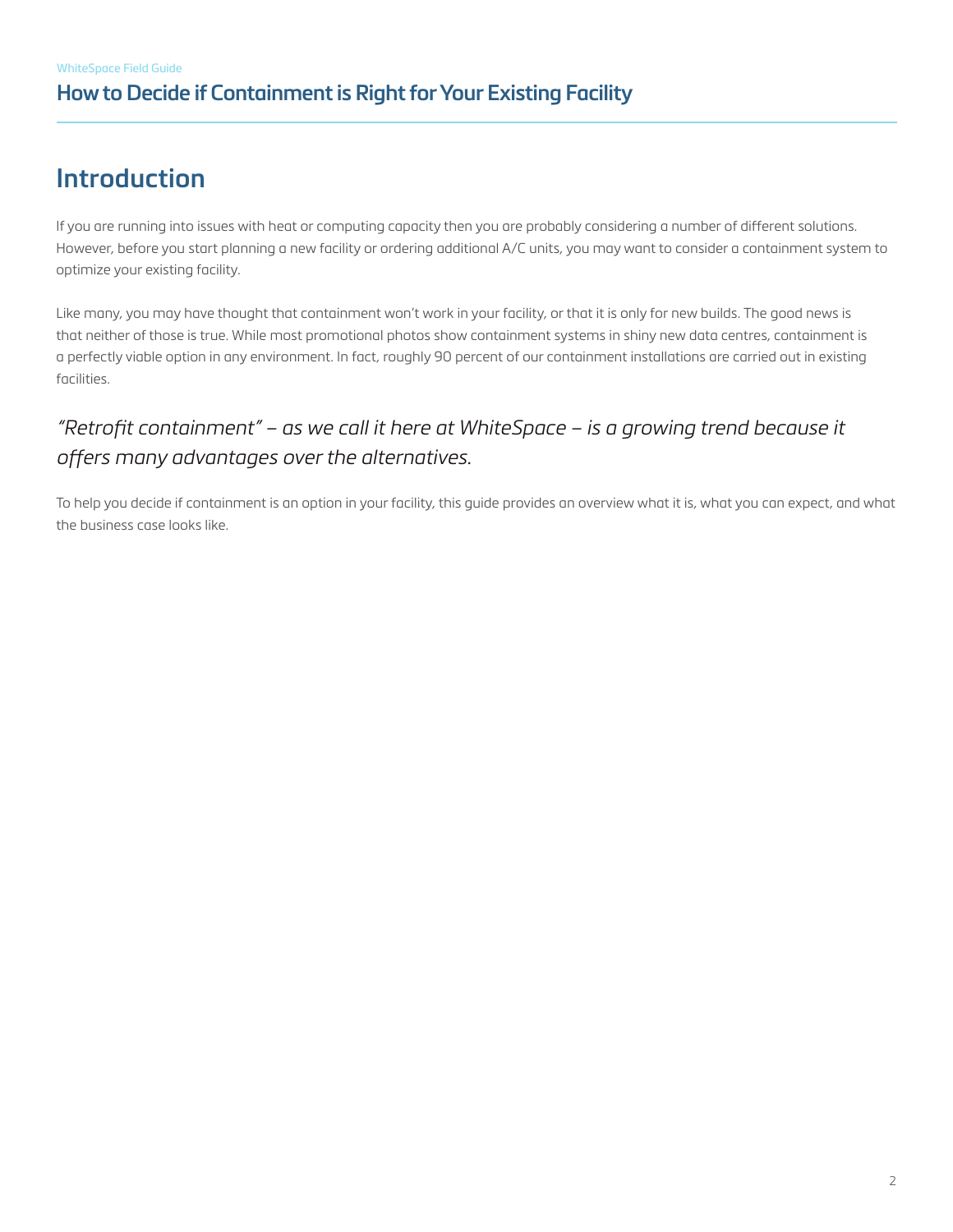# Introduction

If you are running into issues with heat or computing capacity then you are probably considering a number of different solutions. However, before you start planning a new facility or ordering additional A/C units, you may want to consider a containment system to optimize your existing facility.

Like many, you may have thought that containment won't work in your facility, or that it is only for new builds. The good news is that neither of those is true. While most promotional photos show containment systems in shiny new data centres, containment is a perfectly viable option in any environment. In fact, roughly 90 percent of our containment installations are carried out in existing facilities.

*"Retrofit containment" – as we call it here at WhiteSpace – is a growing trend because it offers many advantages over the alternatives.*

To help you decide if containment is an option in your facility, this guide provides an overview what it is, what you can expect, and what the business case looks like.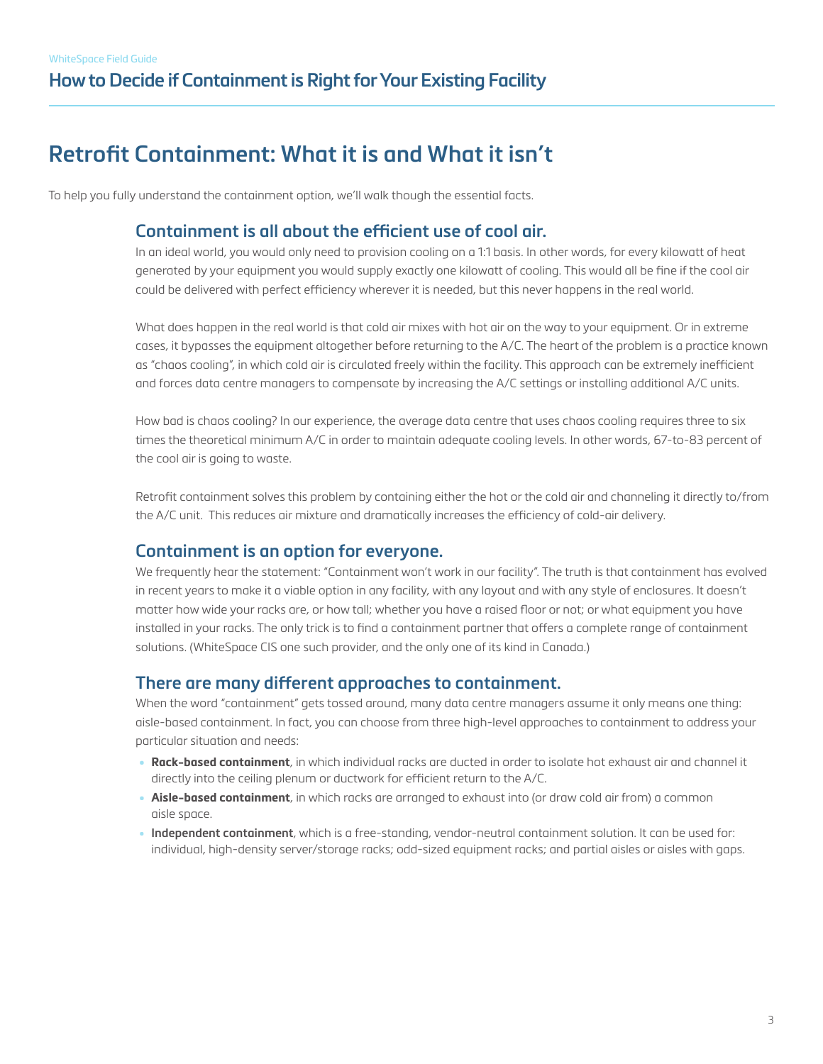# Retrofit Containment: What it is and What it isn't

To help you fully understand the containment option, we'll walk though the essential facts.

## Containment is all about the efficient use of cool air.

In an ideal world, you would only need to provision cooling on a 1:1 basis. In other words, for every kilowatt of heat generated by your equipment you would supply exactly one kilowatt of cooling. This would all be fine if the cool air could be delivered with perfect efficiency wherever it is needed, but this never happens in the real world.

What does happen in the real world is that cold air mixes with hot air on the way to your equipment. Or in extreme cases, it bypasses the equipment altogether before returning to the A/C. The heart of the problem is a practice known as "chaos cooling", in which cold air is circulated freely within the facility. This approach can be extremely inefficient and forces data centre managers to compensate by increasing the A/C settings or installing additional A/C units.

How bad is chaos cooling? In our experience, the average data centre that uses chaos cooling requires three to six times the theoretical minimum A/C in order to maintain adequate cooling levels. In other words, 67-to-83 percent of the cool air is going to waste.

Retrofit containment solves this problem by containing either the hot or the cold air and channeling it directly to/from the A/C unit. This reduces air mixture and dramatically increases the efficiency of cold-air delivery.

## Containment is an option for everyone.

We frequently hear the statement: "Containment won't work in our facility". The truth is that containment has evolved in recent years to make it a viable option in any facility, with any layout and with any style of enclosures. It doesn't matter how wide your racks are, or how tall; whether you have a raised floor or not; or what equipment you have installed in your racks. The only trick is to find a containment partner that offers a complete range of containment solutions. (WhiteSpace CIS one such provider, and the only one of its kind in Canada.)

## There are many different approaches to containment.

When the word "containment" gets tossed around, many data centre managers assume it only means one thing: aisle-based containment. In fact, you can choose from three high-level approaches to containment to address your particular situation and needs:

- **Rack-based containment**, in which individual racks are ducted in order to isolate hot exhaust air and channel it directly into the ceiling plenum or ductwork for efficient return to the A/C.
- **Aisle-based containment**, in which racks are arranged to exhaust into (or draw cold air from) a common aisle space.
- **Independent containment**, which is a free-standing, vendor-neutral containment solution. It can be used for: individual, high-density server/storage racks; odd-sized equipment racks; and partial aisles or aisles with gaps.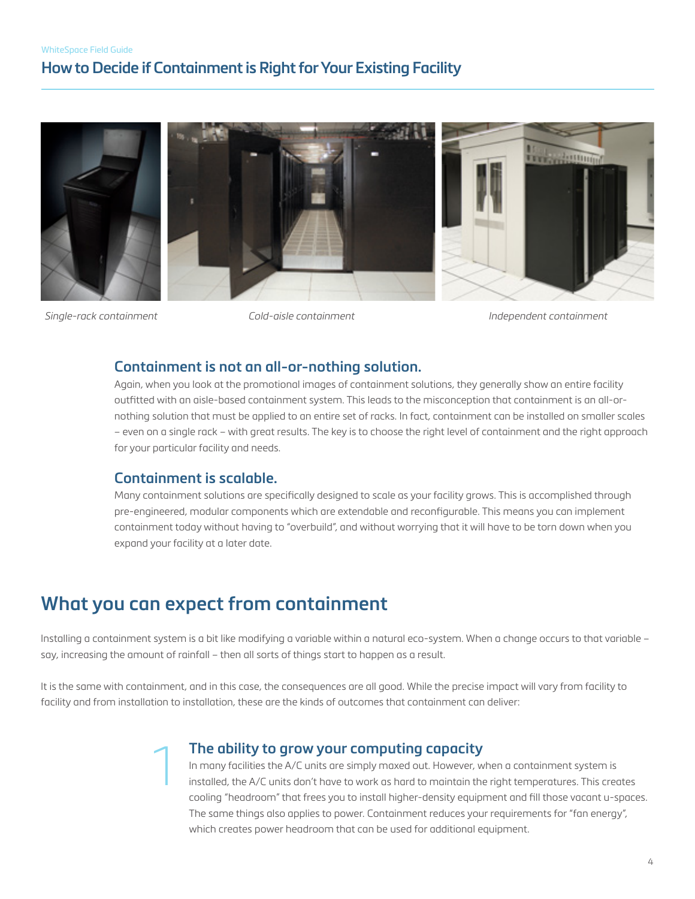## How to Decide if Containment is Right for Your Existing Facility

*Single-rack containment*

*Cold-aisle containment*

*Independent containment*

### Containment is not an all-or-nothing solution.

Again, when you look at the promotional images of containment solutions, they generally show an entire facility outfitted with an aisle-based containment system. This leads to the misconception that containment is an all-or-nothing solution that must be applied to an entire set of racks. In fact, containment can be installed on smaller scales – even on a single rack – with great results. The key is to choose the right level of containment and the right approach for your particular facility and needs.

### Containment is scalable.

Many containment solutions are specifically designed to scale as your facility grows. This is accomplished through pre-engineered, modular components which are extendable and reconfigurable. This means you can implement containment today without having to "overbuild", and without worrying that it will have to be torn down when you expand your facility at a later date.

## What you can expect from containment

Installing a containment system is a bit like modifying a variable within a natural eco-system. When a change occurs to that variable – say, increasing the amount of rainfall – then all sorts of things start to happen as a result.

It is the same with containment, and in this case, the consequences are all good. While the precise impact will vary from facility to facility and from installation to installation, these are the kinds of outcomes that containment can deliver:

### 1 The ability to grow your computing capacity

In many facilities the A/C units are simply maxed out. However, when a containment system is installed, the A/C units don't have to work as hard to maintain the right temperatures. This creates cooling "headroom" that frees you to install higher-density equipment and fill those vacant u-spaces. The same things also applies to power. Containment reduces your requirements for "fan energy", which creates power headroom that can be used for additional equipment.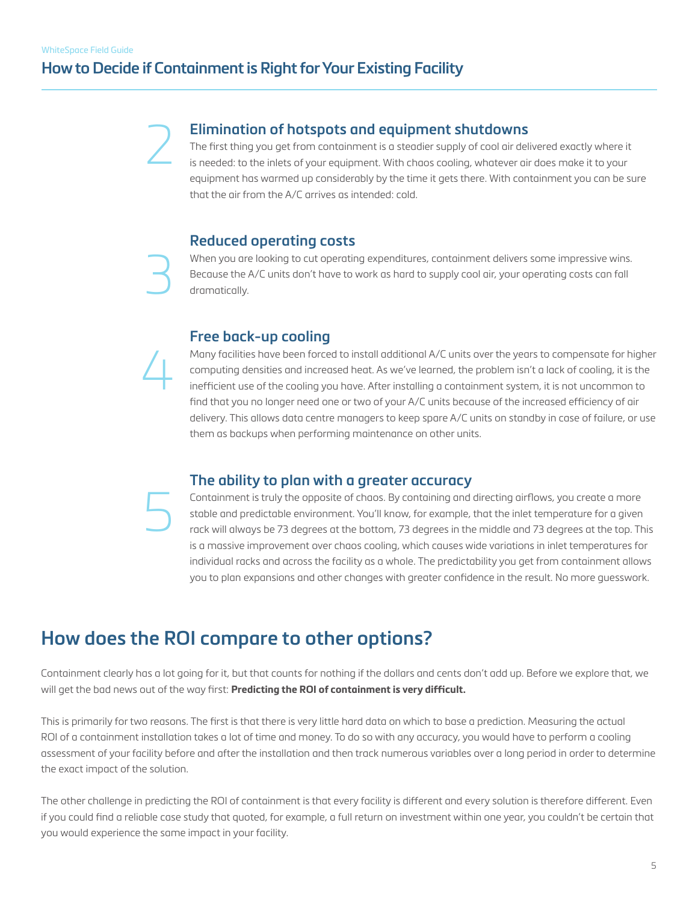### 2 Elimination of hotspots and equipment shutdowns

The first thing you get from containment is a steadier supply of cool air delivered exactly where it is needed: to the inlets of your equipment. With chaos cooling, whatever air does make it to your equipment has warmed up considerably by the time it gets there. With containment you can be sure that the air from the A/C arrives as intended: cold.

### 3 Reduced operating costs

When you are looking to cut operating expenditures, containment delivers some impressive wins. Because the A/C units don't have to work as hard to supply cool air, your operating costs can fall dramatically.

### 4 Free back-up cooling

Many facilities have been forced to install additional A/C units over the years to compensate for higher computing densities and increased heat. As we've learned, the problem isn't a lack of cooling, it is the inefficient use of the cooling you have. After installing a containment system, it is not uncommon to find that you no longer need one or two of your A/C units because of the increased efficiency of air delivery. This allows data centre managers to keep spare A/C units on standby in case of failure, or use them as backups when performing maintenance on other units.

### 5 The ability to plan with a greater accuracy

Containment is truly the opposite of chaos. By containing and directing airflows, you create a more stable and predictable environment. You'll know, for example, that the inlet temperature for a given rack will always be 73 degrees at the bottom, 73 degrees in the middle and 73 degrees at the top. This is a massive improvement over chaos cooling, which causes wide variations in inlet temperatures for individual racks and across the facility as a whole. The predictability you get from containment allows you to plan expansions and other changes with greater confidence in the result. No more guesswork.

## How does the ROI compare to other options?

Containment clearly has a lot going for it, but that counts for nothing if the dollars and cents don't add up. Before we explore that, we will get the bad news out of the way first: **Predicting the ROI of containment is very difficult.**

This is primarily for two reasons. The first is that there is very little hard data on which to base a prediction. Measuring the actual ROI of a containment installation takes a lot of time and money. To do so with any accuracy, you would have to perform a cooling assessment of your facility before and after the installation and then track numerous variables over a long period in order to determine the exact impact of the solution.

The other challenge in predicting the ROI of containment is that every facility is different and every solution is therefore different. Even if you could find a reliable case study that quoted, for example, a full return on investment within one year, you couldn't be certain that you would experience the same impact in your facility.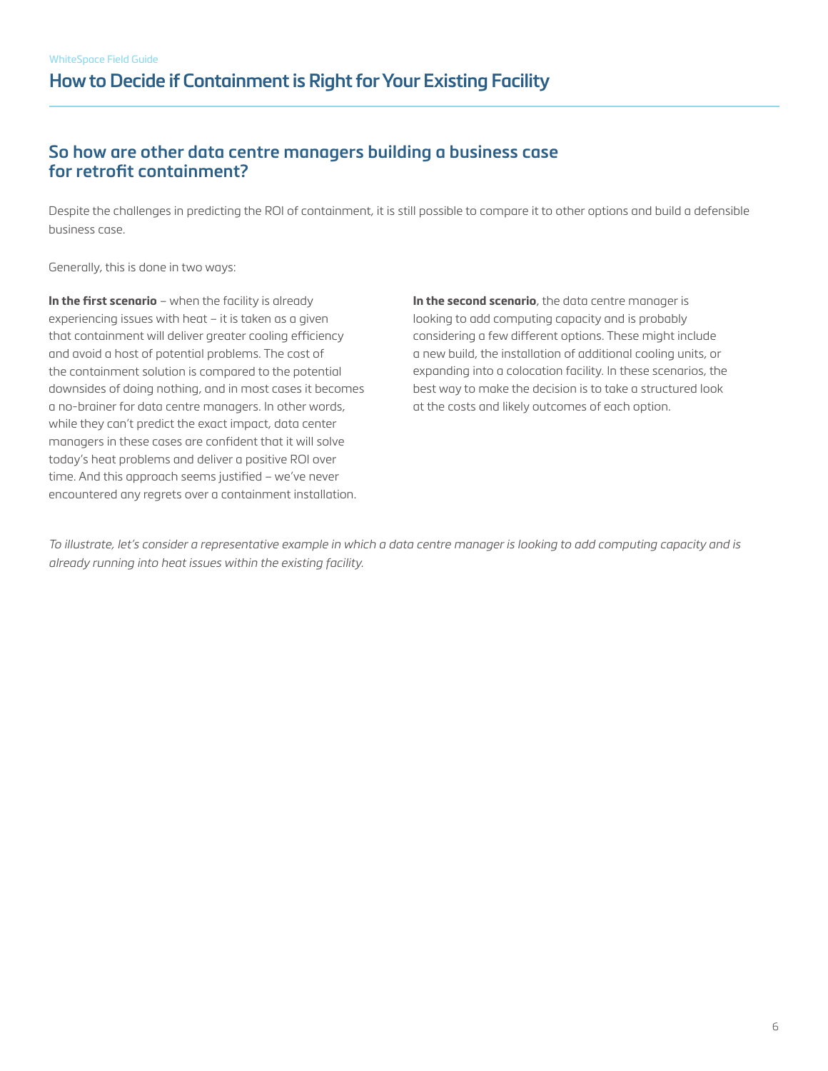## So how are other data centre managers building a business case for retrofit containment?

Despite the challenges in predicting the ROI of containment, it is still possible to compare it to other options and build a defensible business case.

Generally, this is done in two ways:

**In the first scenario** – when the facility is already experiencing issues with heat – it is taken as a given that containment will deliver greater cooling efficiency and avoid a host of potential problems. The cost of the containment solution is compared to the potential downsides of doing nothing, and in most cases it becomes a no-brainer for data centre managers. In other words, while they can't predict the exact impact, data center managers in these cases are confident that it will solve today's heat problems and deliver a positive ROI over time. And this approach seems justified – we've never encountered any regrets over a containment installation.

**In the second scenario**, the data centre manager is looking to add computing capacity and is probably considering a few different options. These might include a new build, the installation of additional cooling units, or expanding into a colocation facility. In these scenarios, the best way to make the decision is to take a structured look at the costs and likely outcomes of each option.

*To illustrate, let's consider a representative example in which a data centre manager is looking to add computing capacity and is already running into heat issues within the existing facility.*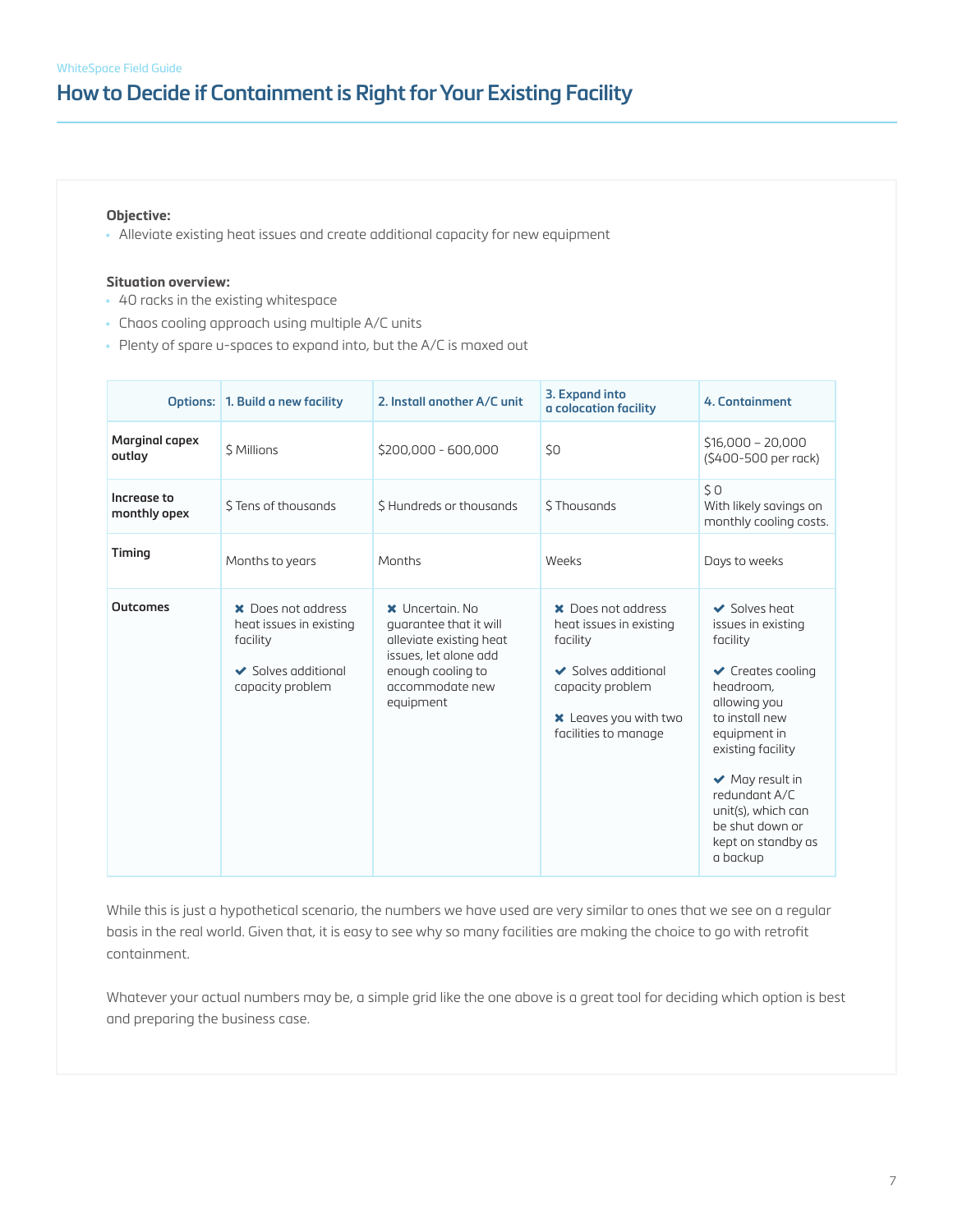## How to Decide if Containment is Right for Your Existing Facility

**Objective:**

- Alleviate existing heat issues and create additional capacity for new equipment

**Situation overview:**

- 40 racks in the existing whitespace
- Chaos cooling approach using multiple A/C units
- Plenty of spare u-spaces to expand into, but the A/C is maxed out

| Options: | 1. Build a new facility | 2. Install another A/C unit | 3. Expand into a colocation facility | 4. Containment |
|---|---|---|---|---|
| **Marginal capex outlay** | $ Millions | $200,000 - 600,000 | $0 | $16,000 – 20,000 ($400-500 per rack) |
| **Increase to monthly opex** | $ Tens of thousands | $ Hundreds or thousands | $ Thousands | $ 0 With likely savings on monthly cooling costs. |
| **Timing** | Months to years | Months | Weeks | Days to weeks |
| **Outcomes** | ✖ Does not address heat issues in existing facility<br>✔ Solves additional capacity problem | ✖ Uncertain. No guarantee that it will alleviate existing heat issues, let alone add enough cooling to accommodate new equipment | ✖ Does not address heat issues in existing facility<br>✔ Solves additional capacity problem<br>✖ Leaves you with two facilities to manage | ✔ Solves heat issues in existing facility<br>✔ Creates cooling headroom, allowing you to install new equipment in existing facility<br>✔ May result in redundant A/C unit(s), which can be shut down or kept on standby as a backup |

While this is just a hypothetical scenario, the numbers we have used are very similar to ones that we see on a regular basis in the real world. Given that, it is easy to see why so many facilities are making the choice to go with retrofit containment.

Whatever your actual numbers may be, a simple grid like the one above is a great tool for deciding which option is best and preparing the business case.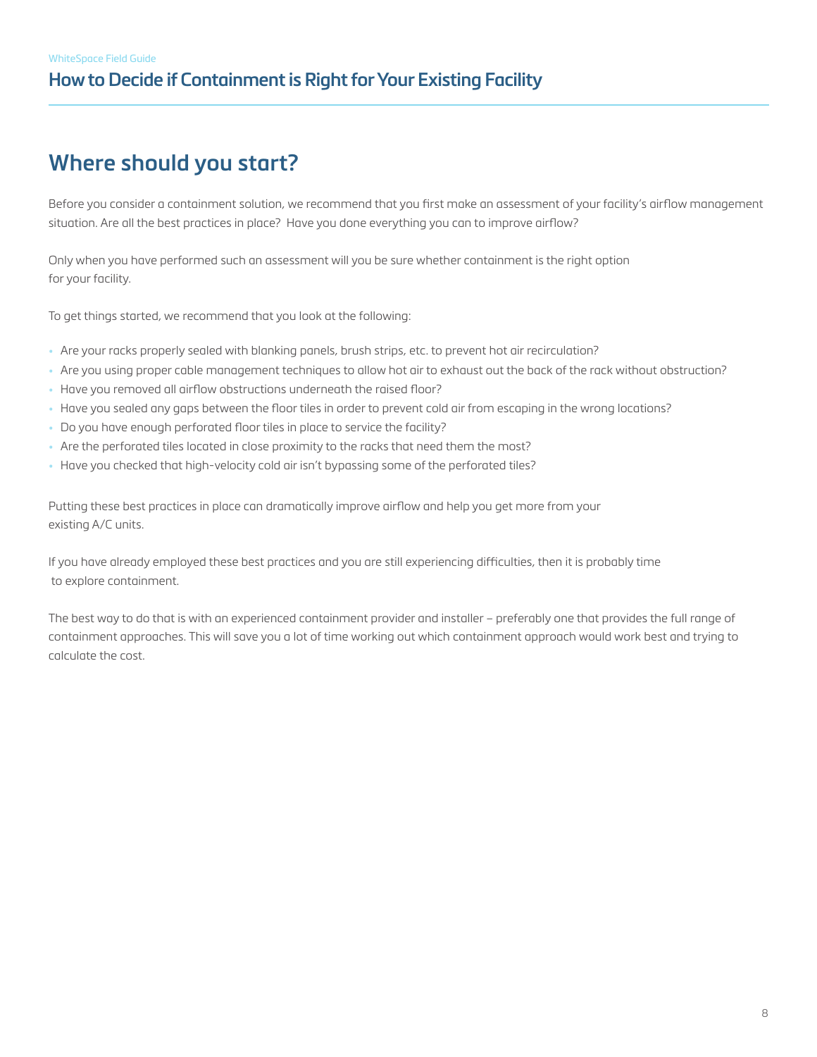# Where should you start?

Before you consider a containment solution, we recommend that you first make an assessment of your facility's airflow management situation. Are all the best practices in place? Have you done everything you can to improve airflow?

Only when you have performed such an assessment will you be sure whether containment is the right option for your facility.

To get things started, we recommend that you look at the following:

- Are your racks properly sealed with blanking panels, brush strips, etc. to prevent hot air recirculation?
- Are you using proper cable management techniques to allow hot air to exhaust out the back of the rack without obstruction?
- Have you removed all airflow obstructions underneath the raised floor?
- Have you sealed any gaps between the floor tiles in order to prevent cold air from escaping in the wrong locations?
- Do you have enough perforated floor tiles in place to service the facility?
- Are the perforated tiles located in close proximity to the racks that need them the most?
- Have you checked that high-velocity cold air isn't bypassing some of the perforated tiles?

Putting these best practices in place can dramatically improve airflow and help you get more from your existing A/C units.

If you have already employed these best practices and you are still experiencing difficulties, then it is probably time to explore containment.

The best way to do that is with an experienced containment provider and installer – preferably one that provides the full range of containment approaches. This will save you a lot of time working out which containment approach would work best and trying to calculate the cost.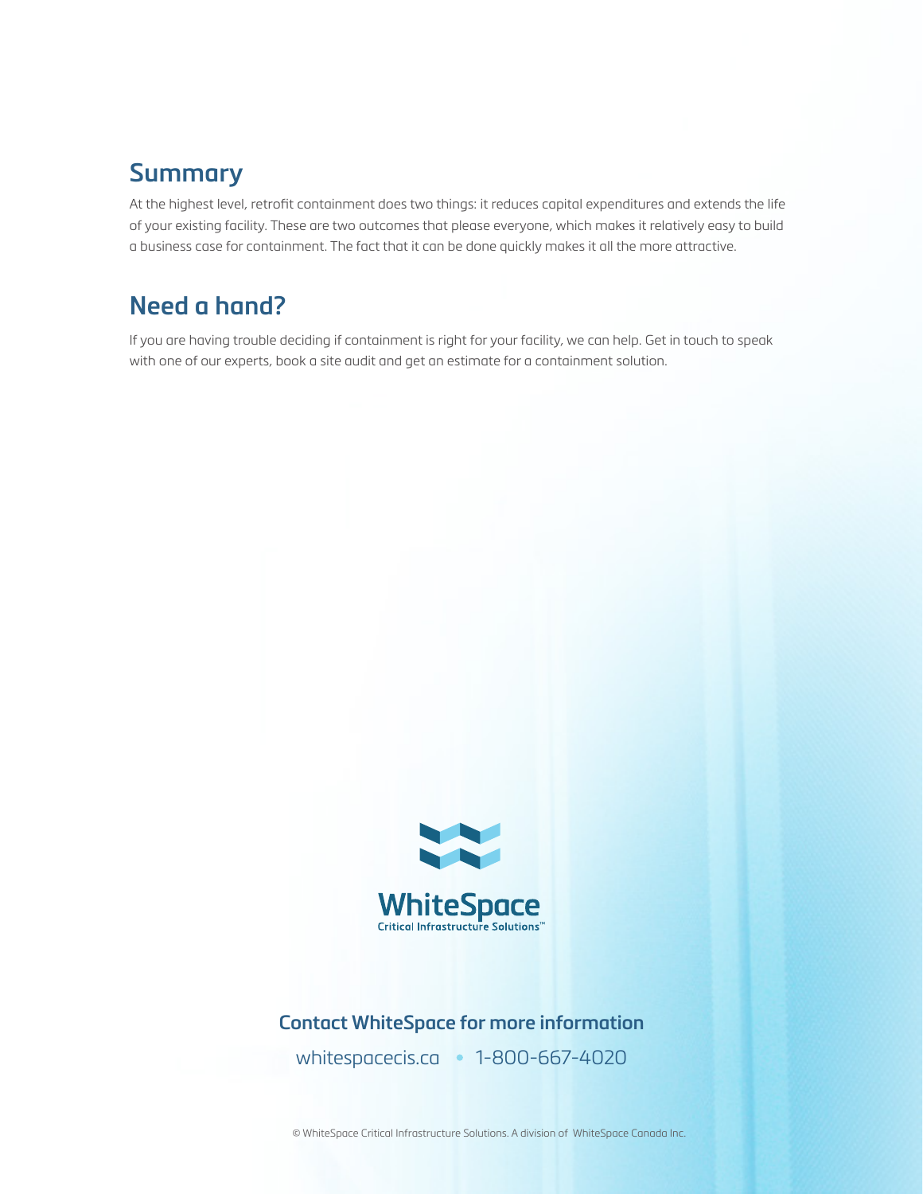## Summary

At the highest level, retrofit containment does two things: it reduces capital expenditures and extends the life of your existing facility. These are two outcomes that please everyone, which makes it relatively easy to build a business case for containment. The fact that it can be done quickly makes it all the more attractive.

## Need a hand?

If you are having trouble deciding if containment is right for your facility, we can help. Get in touch to speak with one of our experts, book a site audit and get an estimate for a containment solution.

WhiteSpace
Critical Infrastructure Solutions™

**Contact WhiteSpace for more information**

whitespacecis.ca • 1-800-667-4020

© WhiteSpace Critical Infrastructure Solutions. A division of WhiteSpace Canada Inc.